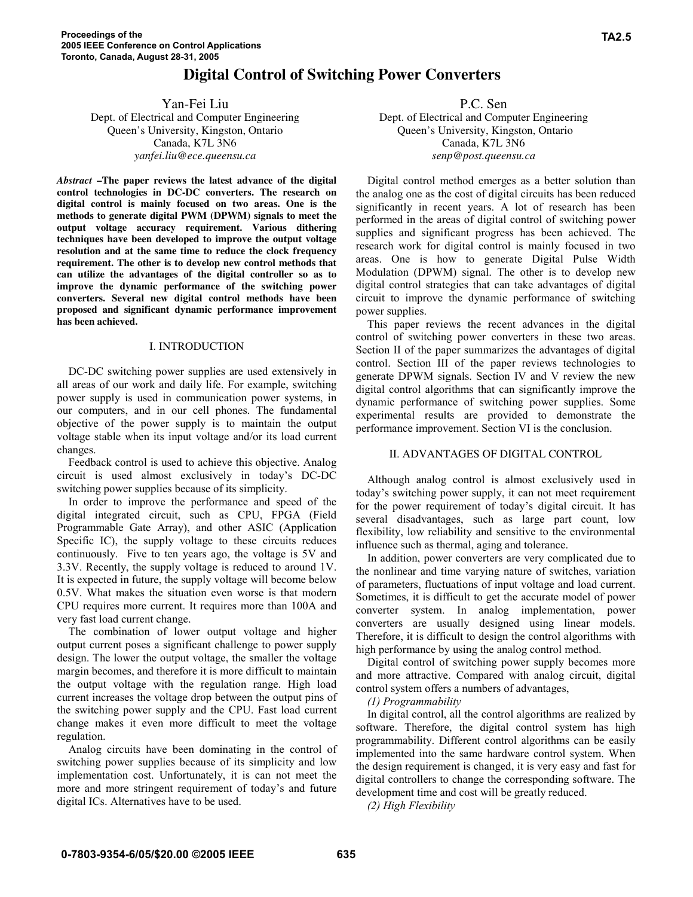# Digital Control of Switching Power Converters

Yan-Fei Liu
Dept. of Electrical and Computer Engineering
Queen's University, Kingston, Ontario
Canada, K7L 3N6
*yanfei.liu@ece.queensu.ca*

P.C. Sen
Dept. of Electrical and Computer Engineering
Queen's University, Kingston, Ontario
Canada, K7L 3N6
*senp@post.queensu.ca*

***Abstract*** **–The paper reviews the latest advance of the digital control technologies in DC-DC converters. The research on digital control is mainly focused on two areas. One is the methods to generate digital PWM (DPWM) signals to meet the output voltage accuracy requirement. Various dithering techniques have been developed to improve the output voltage resolution and at the same time to reduce the clock frequency requirement. The other is to develop new control methods that can utilize the advantages of the digital controller so as to improve the dynamic performance of the switching power converters. Several new digital control methods have been proposed and significant dynamic performance improvement has been achieved.**

## I. INTRODUCTION

DC-DC switching power supplies are used extensively in all areas of our work and daily life. For example, switching power supply is used in communication power systems, in our computers, and in our cell phones. The fundamental objective of the power supply is to maintain the output voltage stable when its input voltage and/or its load current changes.

Feedback control is used to achieve this objective. Analog circuit is used almost exclusively in today's DC-DC switching power supplies because of its simplicity.

In order to improve the performance and speed of the digital integrated circuit, such as CPU, FPGA (Field Programmable Gate Array), and other ASIC (Application Specific IC), the supply voltage to these circuits reduces continuously. Five to ten years ago, the voltage is 5V and 3.3V. Recently, the supply voltage is reduced to around 1V. It is expected in future, the supply voltage will become below 0.5V. What makes the situation even worse is that modern CPU requires more current. It requires more than 100A and very fast load current change.

The combination of lower output voltage and higher output current poses a significant challenge to power supply design. The lower the output voltage, the smaller the voltage margin becomes, and therefore it is more difficult to maintain the output voltage with the regulation range. High load current increases the voltage drop between the output pins of the switching power supply and the CPU. Fast load current change makes it even more difficult to meet the voltage regulation.

Analog circuits have been dominating in the control of switching power supplies because of its simplicity and low implementation cost. Unfortunately, it is can not meet the more and more stringent requirement of today's and future digital ICs. Alternatives have to be used.

Digital control method emerges as a better solution than the analog one as the cost of digital circuits has been reduced significantly in recent years. A lot of research has been performed in the areas of digital control of switching power supplies and significant progress has been achieved. The research work for digital control is mainly focused in two areas. One is how to generate Digital Pulse Width Modulation (DPWM) signal. The other is to develop new digital control strategies that can take advantages of digital circuit to improve the dynamic performance of switching power supplies.

This paper reviews the recent advances in the digital control of switching power converters in these two areas. Section II of the paper summarizes the advantages of digital control. Section III of the paper reviews technologies to generate DPWM signals. Section IV and V review the new digital control algorithms that can significantly improve the dynamic performance of switching power supplies. Some experimental results are provided to demonstrate the performance improvement. Section VI is the conclusion.

## II. ADVANTAGES OF DIGITAL CONTROL

Although analog control is almost exclusively used in today's switching power supply, it can not meet requirement for the power requirement of today's digital circuit. It has several disadvantages, such as large part count, low flexibility, low reliability and sensitive to the environmental influence such as thermal, aging and tolerance.

In addition, power converters are very complicated due to the nonlinear and time varying nature of switches, variation of parameters, fluctuations of input voltage and load current. Sometimes, it is difficult to get the accurate model of power converter system. In analog implementation, power converters are usually designed using linear models. Therefore, it is difficult to design the control algorithms with high performance by using the analog control method.

Digital control of switching power supply becomes more and more attractive. Compared with analog circuit, digital control system offers a numbers of advantages,

*(1) Programmability*

In digital control, all the control algorithms are realized by software. Therefore, the digital control system has high programmability. Different control algorithms can be easily implemented into the same hardware control system. When the design requirement is changed, it is very easy and fast for digital controllers to change the corresponding software. The development time and cost will be greatly reduced.

*(2) High Flexibility*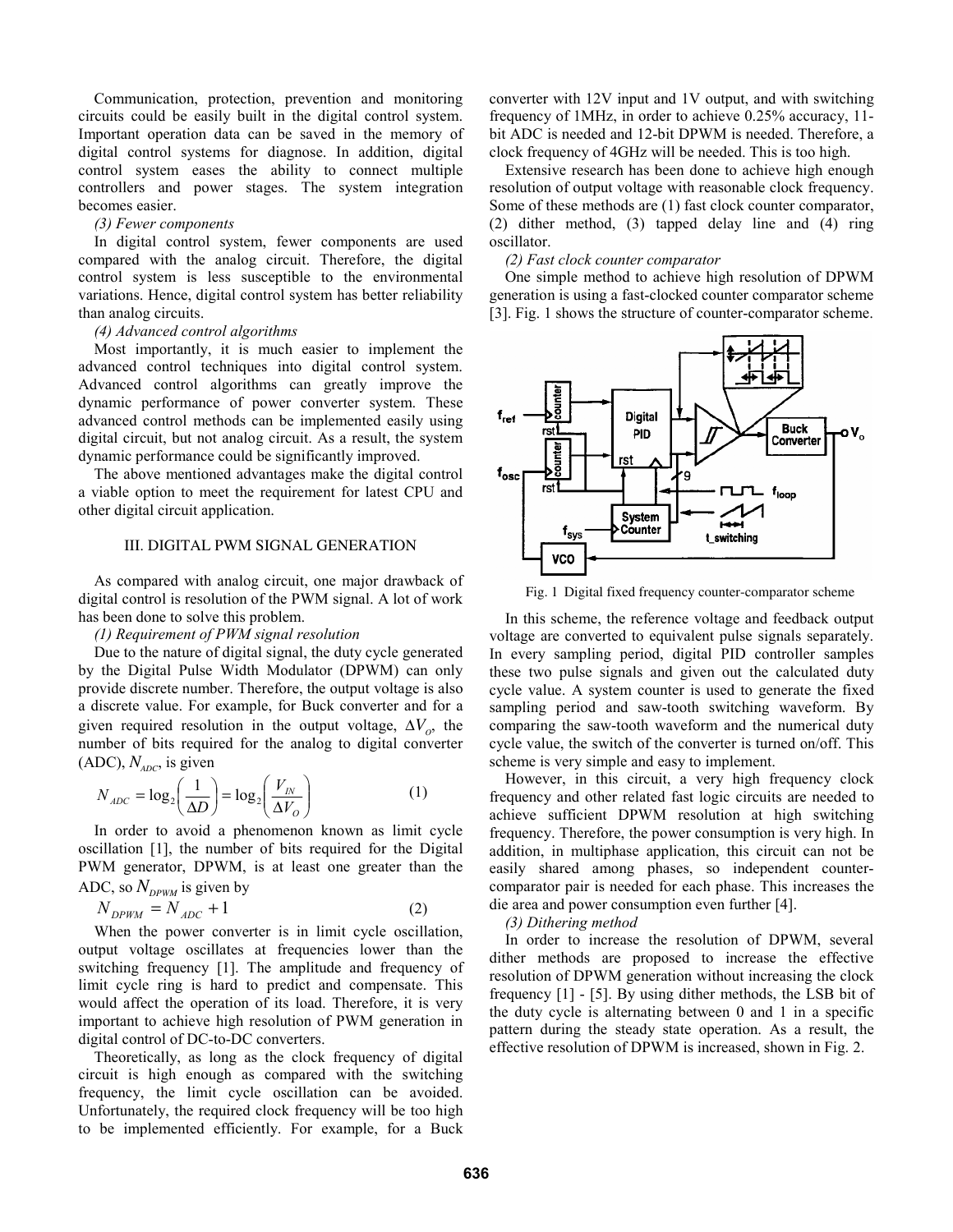Communication, protection, prevention and monitoring circuits could be easily built in the digital control system. Important operation data can be saved in the memory of digital control systems for diagnose. In addition, digital control system eases the ability to connect multiple controllers and power stages. The system integration becomes easier.

*(3) Fewer components*

In digital control system, fewer components are used compared with the analog circuit. Therefore, the digital control system is less susceptible to the environmental variations. Hence, digital control system has better reliability than analog circuits.

*(4) Advanced control algorithms*

Most importantly, it is much easier to implement the advanced control techniques into digital control system. Advanced control algorithms can greatly improve the dynamic performance of power converter system. These advanced control methods can be implemented easily using digital circuit, but not analog circuit. As a result, the system dynamic performance could be significantly improved.

The above mentioned advantages make the digital control a viable option to meet the requirement for latest CPU and other digital circuit application.

## III. DIGITAL PWM SIGNAL GENERATION

As compared with analog circuit, one major drawback of digital control is resolution of the PWM signal. A lot of work has been done to solve this problem.

*(1) Requirement of PWM signal resolution*

Due to the nature of digital signal, the duty cycle generated by the Digital Pulse Width Modulator (DPWM) can only provide discrete number. Therefore, the output voltage is also a discrete value. For example, for Buck converter and for a given required resolution in the output voltage, $\Delta V_o$, the number of bits required for the analog to digital converter (ADC), $N_{ADC}$, is given

$$N_{ADC} = \log_2\left(\frac{1}{\Delta D}\right) = \log_2\left(\frac{V_{IN}}{\Delta V_O}\right) \tag{1}$$

In order to avoid a phenomenon known as limit cycle oscillation [1], the number of bits required for the Digital PWM generator, DPWM, is at least one greater than the ADC, so $N_{DPWM}$ is given by

$$N_{DPWM} = N_{ADC} + 1 \tag{2}$$

When the power converter is in limit cycle oscillation, output voltage oscillates at frequencies lower than the switching frequency [1]. The amplitude and frequency of limit cycle ring is hard to predict and compensate. This would affect the operation of its load. Therefore, it is very important to achieve high resolution of PWM generation in digital control of DC-to-DC converters.

Theoretically, as long as the clock frequency of digital circuit is high enough as compared with the switching frequency, the limit cycle oscillation can be avoided. Unfortunately, the required clock frequency will be too high to be implemented efficiently. For example, for a Buck converter with 12V input and 1V output, and with switching frequency of 1MHz, in order to achieve 0.25% accuracy, 11-bit ADC is needed and 12-bit DPWM is needed. Therefore, a clock frequency of 4GHz will be needed. This is too high.

Extensive research has been done to achieve high enough resolution of output voltage with reasonable clock frequency. Some of these methods are (1) fast clock counter comparator, (2) dither method, (3) tapped delay line and (4) ring oscillator.

*(2) Fast clock counter comparator*

One simple method to achieve high resolution of DPWM generation is using a fast-clocked counter comparator scheme [3]. Fig. 1 shows the structure of counter-comparator scheme.

Fig. 1 Digital fixed frequency counter-comparator scheme

In this scheme, the reference voltage and feedback output voltage are converted to equivalent pulse signals separately. In every sampling period, digital PID controller samples these two pulse signals and given out the calculated duty cycle value. A system counter is used to generate the fixed sampling period and saw-tooth switching waveform. By comparing the saw-tooth waveform and the numerical duty cycle value, the switch of the converter is turned on/off. This scheme is very simple and easy to implement.

However, in this circuit, a very high frequency clock frequency and other related fast logic circuits are needed to achieve sufficient DPWM resolution at high switching frequency. Therefore, the power consumption is very high. In addition, in multiphase application, this circuit can not be easily shared among phases, so independent counter-comparator pair is needed for each phase. This increases the die area and power consumption even further [4].

*(3) Dithering method*

In order to increase the resolution of DPWM, several dither methods are proposed to increase the effective resolution of DPWM generation without increasing the clock frequency [1] - [5]. By using dither methods, the LSB bit of the duty cycle is alternating between 0 and 1 in a specific pattern during the steady state operation. As a result, the effective resolution of DPWM is increased, shown in Fig. 2.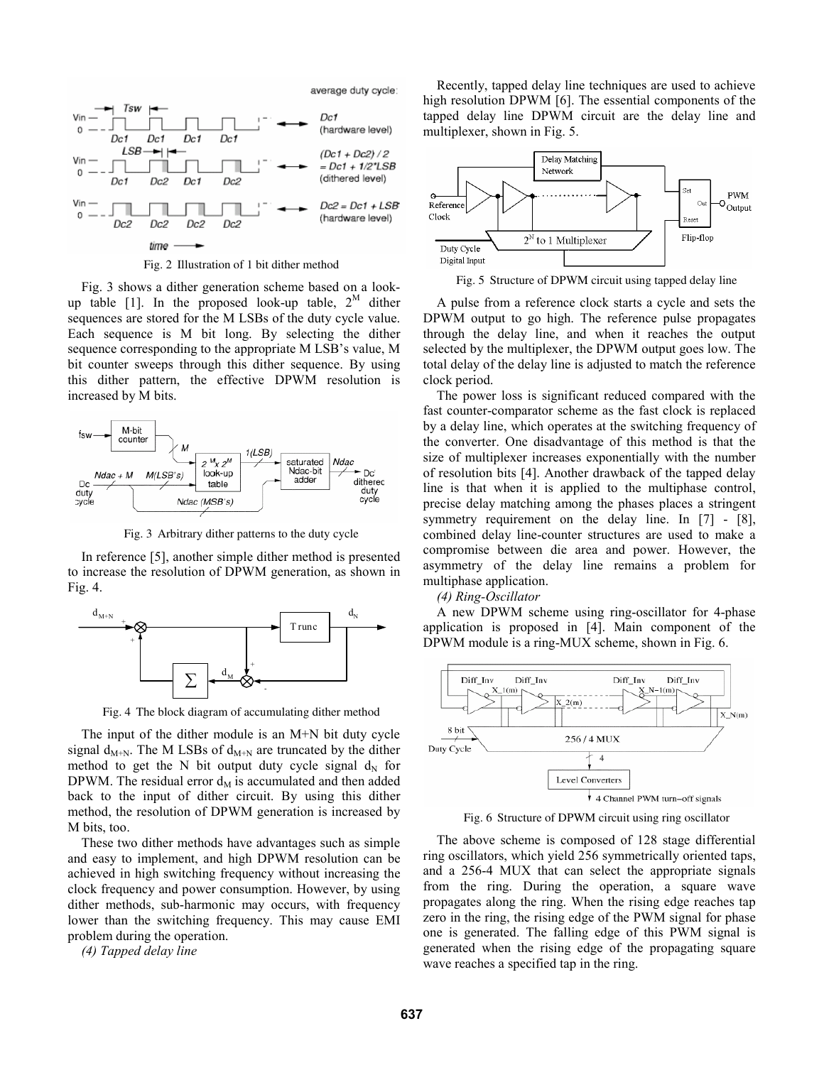Fig. 2 Illustration of 1 bit dither method

Fig. 3 shows a dither generation scheme based on a look-up table [1]. In the proposed look-up table, $2^M$ dither sequences are stored for the M LSBs of the duty cycle value. Each sequence is M bit long. By selecting the dither sequence corresponding to the appropriate M LSB's value, M bit counter sweeps through this dither sequence. By using this dither pattern, the effective DPWM resolution is increased by M bits.

Fig. 3 Arbitrary dither patterns to the duty cycle

In reference [5], another simple dither method is presented to increase the resolution of DPWM generation, as shown in Fig. 4.

Fig. 4 The block diagram of accumulating dither method

The input of the dither module is an M+N bit duty cycle signal $d_{M+N}$. The M LSBs of $d_{M+N}$ are truncated by the dither method to get the N bit output duty cycle signal $d_N$ for DPWM. The residual error $d_M$ is accumulated and then added back to the input of dither circuit. By using this dither method, the resolution of DPWM generation is increased by M bits, too.

These two dither methods have advantages such as simple and easy to implement, and high DPWM resolution can be achieved in high switching frequency without increasing the clock frequency and power consumption. However, by using dither methods, sub-harmonic may occurs, with frequency lower than the switching frequency. This may cause EMI problem during the operation.

*(4) Tapped delay line*

Recently, tapped delay line techniques are used to achieve high resolution DPWM [6]. The essential components of the tapped delay line DPWM circuit are the delay line and multiplexer, shown in Fig. 5.

Fig. 5 Structure of DPWM circuit using tapped delay line

A pulse from a reference clock starts a cycle and sets the DPWM output to go high. The reference pulse propagates through the delay line, and when it reaches the output selected by the multiplexer, the DPWM output goes low. The total delay of the delay line is adjusted to match the reference clock period.

The power loss is significant reduced compared with the fast counter-comparator scheme as the fast clock is replaced by a delay line, which operates at the switching frequency of the converter. One disadvantage of this method is that the size of multiplexer increases exponentially with the number of resolution bits [4]. Another drawback of the tapped delay line is that when it is applied to the multiphase control, precise delay matching among the phases places a stringent symmetry requirement on the delay line. In [7] - [8], combined delay line-counter structures are used to make a compromise between die area and power. However, the asymmetry of the delay line remains a problem for multiphase application.

*(4) Ring-Oscillator*

A new DPWM scheme using ring-oscillator for 4-phase application is proposed in [4]. Main component of the DPWM module is a ring-MUX scheme, shown in Fig. 6.

Fig. 6 Structure of DPWM circuit using ring oscillator

The above scheme is composed of 128 stage differential ring oscillators, which yield 256 symmetrically oriented taps, and a 256-4 MUX that can select the appropriate signals from the ring. During the operation, a square wave propagates along the ring. When the rising edge reaches tap zero in the ring, the rising edge of the PWM signal for phase one is generated. The falling edge of this PWM signal is generated when the rising edge of the propagating square wave reaches a specified tap in the ring.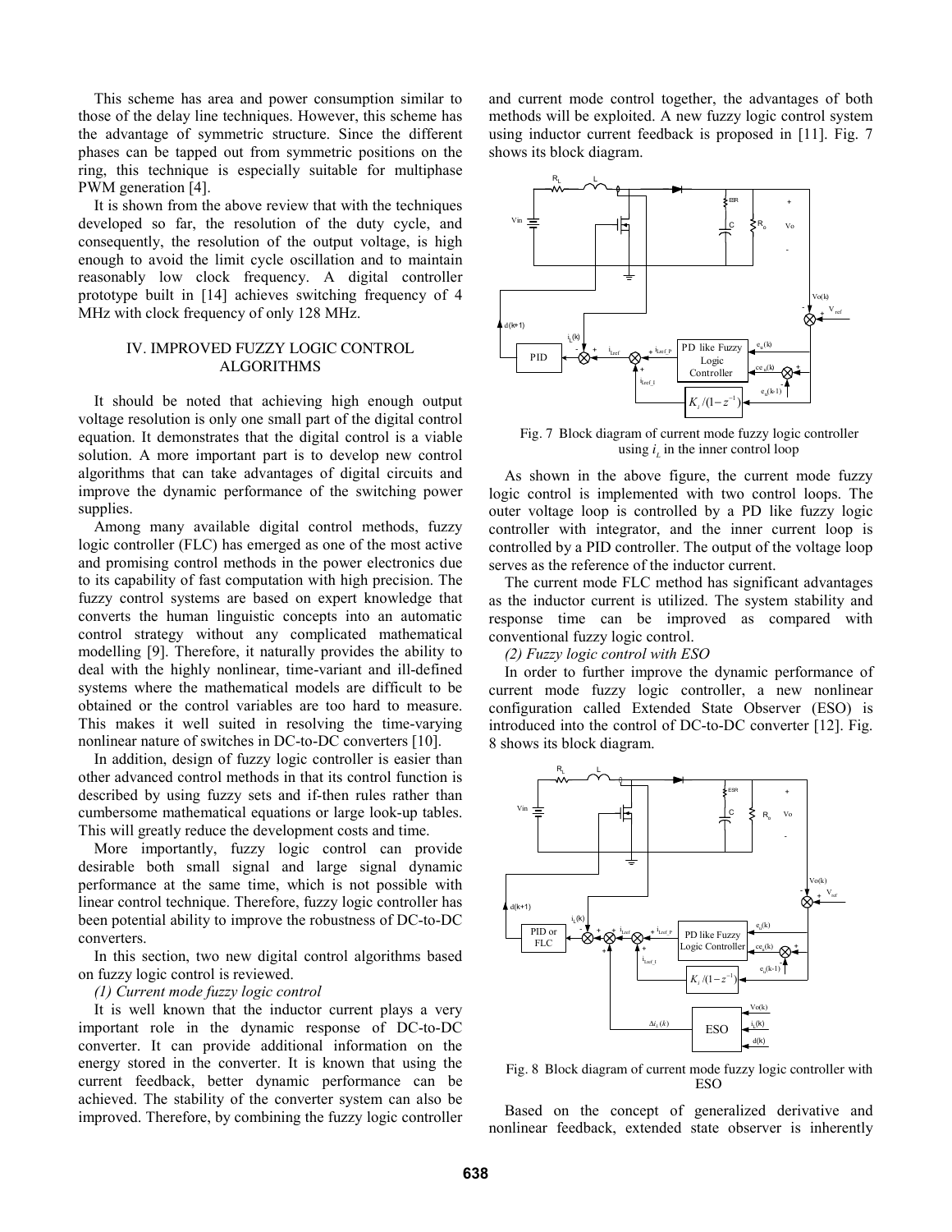This scheme has area and power consumption similar to those of the delay line techniques. However, this scheme has the advantage of symmetric structure. Since the different phases can be tapped out from symmetric positions on the ring, this technique is especially suitable for multiphase PWM generation [4].

It is shown from the above review that with the techniques developed so far, the resolution of the duty cycle, and consequently, the resolution of the output voltage, is high enough to avoid the limit cycle oscillation and to maintain reasonably low clock frequency. A digital controller prototype built in [14] achieves switching frequency of 4 MHz with clock frequency of only 128 MHz.

## IV. IMPROVED FUZZY LOGIC CONTROL ALGORITHMS

It should be noted that achieving high enough output voltage resolution is only one small part of the digital control equation. It demonstrates that the digital control is a viable solution. A more important part is to develop new control algorithms that can take advantages of digital circuits and improve the dynamic performance of the switching power supplies.

Among many available digital control methods, fuzzy logic controller (FLC) has emerged as one of the most active and promising control methods in the power electronics due to its capability of fast computation with high precision. The fuzzy control systems are based on expert knowledge that converts the human linguistic concepts into an automatic control strategy without any complicated mathematical modelling [9]. Therefore, it naturally provides the ability to deal with the highly nonlinear, time-variant and ill-defined systems where the mathematical models are difficult to be obtained or the control variables are too hard to measure. This makes it well suited in resolving the time-varying nonlinear nature of switches in DC-to-DC converters [10].

In addition, design of fuzzy logic controller is easier than other advanced control methods in that its control function is described by using fuzzy sets and if-then rules rather than cumbersome mathematical equations or large look-up tables. This will greatly reduce the development costs and time.

More importantly, fuzzy logic control can provide desirable both small signal and large signal dynamic performance at the same time, which is not possible with linear control technique. Therefore, fuzzy logic controller has been potential ability to improve the robustness of DC-to-DC converters.

In this section, two new digital control algorithms based on fuzzy logic control is reviewed.

*(1) Current mode fuzzy logic control*

It is well known that the inductor current plays a very important role in the dynamic response of DC-to-DC converter. It can provide additional information on the energy stored in the converter. It is known that using the current feedback, better dynamic performance can be achieved. The stability of the converter system can also be improved. Therefore, by combining the fuzzy logic controller and current mode control together, the advantages of both methods will be exploited. A new fuzzy logic control system using inductor current feedback is proposed in [11]. Fig. 7 shows its block diagram.

Fig. 7 Block diagram of current mode fuzzy logic controller using $i_L$ in the inner control loop

As shown in the above figure, the current mode fuzzy logic control is implemented with two control loops. The outer voltage loop is controlled by a PD like fuzzy logic controller with integrator, and the inner current loop is controlled by a PID controller. The output of the voltage loop serves as the reference of the inductor current.

The current mode FLC method has significant advantages as the inductor current is utilized. The system stability and response time can be improved as compared with conventional fuzzy logic control.

*(2) Fuzzy logic control with ESO*

In order to further improve the dynamic performance of current mode fuzzy logic controller, a new nonlinear configuration called Extended State Observer (ESO) is introduced into the control of DC-to-DC converter [12]. Fig. 8 shows its block diagram.

Fig. 8 Block diagram of current mode fuzzy logic controller with ESO

Based on the concept of generalized derivative and nonlinear feedback, extended state observer is inherently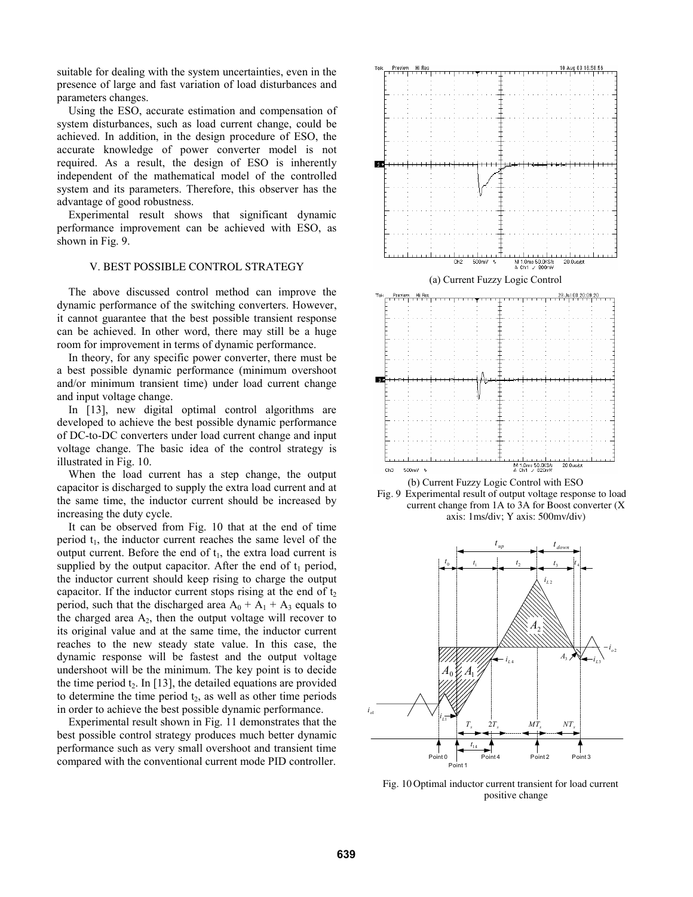suitable for dealing with the system uncertainties, even in the presence of large and fast variation of load disturbances and parameters changes.

Using the ESO, accurate estimation and compensation of system disturbances, such as load current change, could be achieved. In addition, in the design procedure of ESO, the accurate knowledge of power converter model is not required. As a result, the design of ESO is inherently independent of the mathematical model of the controlled system and its parameters. Therefore, this observer has the advantage of good robustness.

Experimental result shows that significant dynamic performance improvement can be achieved with ESO, as shown in Fig. 9.

## V. BEST POSSIBLE CONTROL STRATEGY

The above discussed control method can improve the dynamic performance of the switching converters. However, it cannot guarantee that the best possible transient response can be achieved. In other word, there may still be a huge room for improvement in terms of dynamic performance.

In theory, for any specific power converter, there must be a best possible dynamic performance (minimum overshoot and/or minimum transient time) under load current change and input voltage change.

In [13], new digital optimal control algorithms are developed to achieve the best possible dynamic performance of DC-to-DC converters under load current change and input voltage change. The basic idea of the control strategy is illustrated in Fig. 10.

When the load current has a step change, the output capacitor is discharged to supply the extra load current and at the same time, the inductor current should be increased by increasing the duty cycle.

It can be observed from Fig. 10 that at the end of time period $t_1$, the inductor current reaches the same level of the output current. Before the end of $t_1$, the extra load current is supplied by the output capacitor. After the end of $t_1$ period, the inductor current should keep rising to charge the output capacitor. If the inductor current stops rising at the end of $t_2$ period, such that the discharged area $A_0 + A_1 + A_3$ equals to the charged area $A_2$, then the output voltage will recover to its original value and at the same time, the inductor current reaches to the new steady state value. In this case, the dynamic response will be fastest and the output voltage undershoot will be the minimum. The key point is to decide the time period $t_2$. In [13], the detailed equations are provided to determine the time period $t_2$, as well as other time periods in order to achieve the best possible dynamic performance.

Experimental result shown in Fig. 11 demonstrates that the best possible control strategy produces much better dynamic performance such as very small overshoot and transient time compared with the conventional current mode PID controller.

(a) Current Fuzzy Logic Control

(b) Current Fuzzy Logic Control with ESO

Fig. 9 Experimental result of output voltage response to load current change from 1A to 3A for Boost converter (X axis: 1ms/div; Y axis: 500mv/div)

Fig. 10 Optimal inductor current transient for load current positive change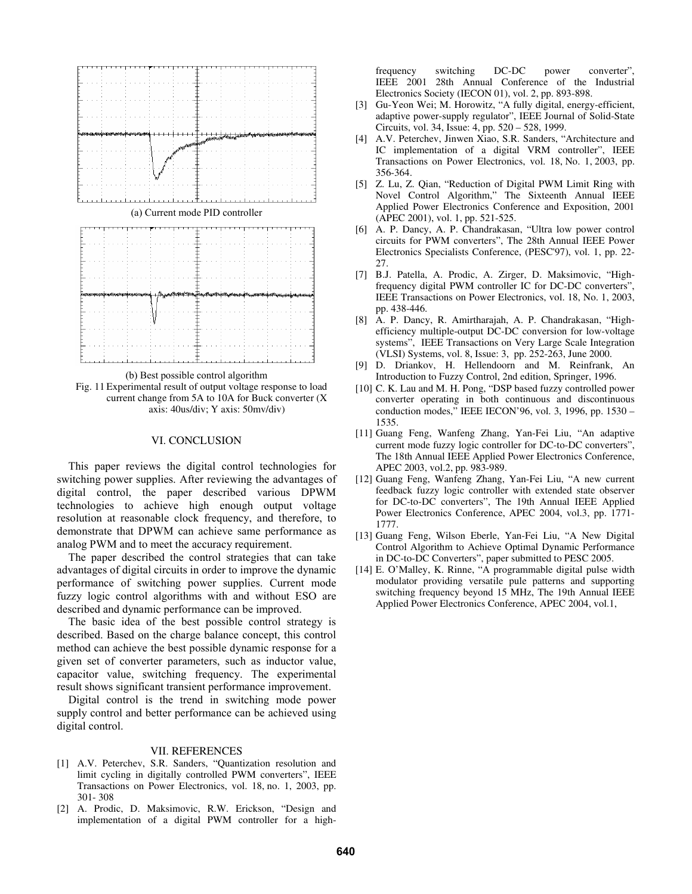(a) Current mode PID controller

(b) Best possible control algorithm

Fig. 11 Experimental result of output voltage response to load current change from 5A to 10A for Buck converter (X axis: 40us/div; Y axis: 50mv/div)

## VI. CONCLUSION

This paper reviews the digital control technologies for switching power supplies. After reviewing the advantages of digital control, the paper described various DPWM technologies to achieve high enough output voltage resolution at reasonable clock frequency, and therefore, to demonstrate that DPWM can achieve same performance as analog PWM and to meet the accuracy requirement.

The paper described the control strategies that can take advantages of digital circuits in order to improve the dynamic performance of switching power supplies. Current mode fuzzy logic control algorithms with and without ESO are described and dynamic performance can be improved.

The basic idea of the best possible control strategy is described. Based on the charge balance concept, this control method can achieve the best possible dynamic response for a given set of converter parameters, such as inductor value, capacitor value, switching frequency. The experimental result shows significant transient performance improvement.

Digital control is the trend in switching mode power supply control and better performance can be achieved using digital control.

## VII. REFERENCES

[1] A.V. Peterchev, S.R. Sanders, "Quantization resolution and limit cycling in digitally controlled PWM converters", IEEE Transactions on Power Electronics, vol. 18, no. 1, 2003, pp. 301- 308

[2] A. Prodic, D. Maksimovic, R.W. Erickson, "Design and implementation of a digital PWM controller for a high-frequency switching DC-DC power converter", IEEE 2001 28th Annual Conference of the Industrial Electronics Society (IECON 01), vol. 2, pp. 893-898.

[3] Gu-Yeon Wei; M. Horowitz, "A fully digital, energy-efficient, adaptive power-supply regulator", IEEE Journal of Solid-State Circuits, vol. 34, Issue: 4, pp. 520 – 528, 1999.

[4] A.V. Peterchev, Jinwen Xiao, S.R. Sanders, "Architecture and IC implementation of a digital VRM controller", IEEE Transactions on Power Electronics, vol. 18, No. 1, 2003, pp. 356-364.

[5] Z. Lu, Z. Qian, "Reduction of Digital PWM Limit Ring with Novel Control Algorithm," The Sixteenth Annual IEEE Applied Power Electronics Conference and Exposition, 2001 (APEC 2001), vol. 1, pp. 521-525.

[6] A. P. Dancy, A. P. Chandrakasan, "Ultra low power control circuits for PWM converters", The 28th Annual IEEE Power Electronics Specialists Conference, (PESC'97), vol. 1, pp. 22-27.

[7] B.J. Patella, A. Prodic, A. Zirger, D. Maksimovic, "High-frequency digital PWM controller IC for DC-DC converters", IEEE Transactions on Power Electronics, vol. 18, No. 1, 2003, pp. 438-446.

[8] A. P. Dancy, R. Amirtharajah, A. P. Chandrakasan, "High-efficiency multiple-output DC-DC conversion for low-voltage systems", IEEE Transactions on Very Large Scale Integration (VLSI) Systems, vol. 8, Issue: 3, pp. 252-263, June 2000.

[9] D. Driankov, H. Hellendoorn and M. Reinfrank, An Introduction to Fuzzy Control, 2nd edition, Springer, 1996.

[10] C. K. Lau and M. H. Pong, "DSP based fuzzy controlled power converter operating in both continuous and discontinuous conduction modes," IEEE IECON'96, vol. 3, 1996, pp. 1530 – 1535.

[11] Guang Feng, Wanfeng Zhang, Yan-Fei Liu, "An adaptive current mode fuzzy logic controller for DC-to-DC converters", The 18th Annual IEEE Applied Power Electronics Conference, APEC 2003, vol.2, pp. 983-989.

[12] Guang Feng, Wanfeng Zhang, Yan-Fei Liu, "A new current feedback fuzzy logic controller with extended state observer for DC-to-DC converters", The 19th Annual IEEE Applied Power Electronics Conference, APEC 2004, vol.3, pp. 1771-1777.

[13] Guang Feng, Wilson Eberle, Yan-Fei Liu, "A New Digital Control Algorithm to Achieve Optimal Dynamic Performance in DC-to-DC Converters", paper submitted to PESC 2005.

[14] E. O'Malley, K. Rinne, "A programmable digital pulse width modulator providing versatile pule patterns and supporting switching frequency beyond 15 MHz, The 19th Annual IEEE Applied Power Electronics Conference, APEC 2004, vol.1,